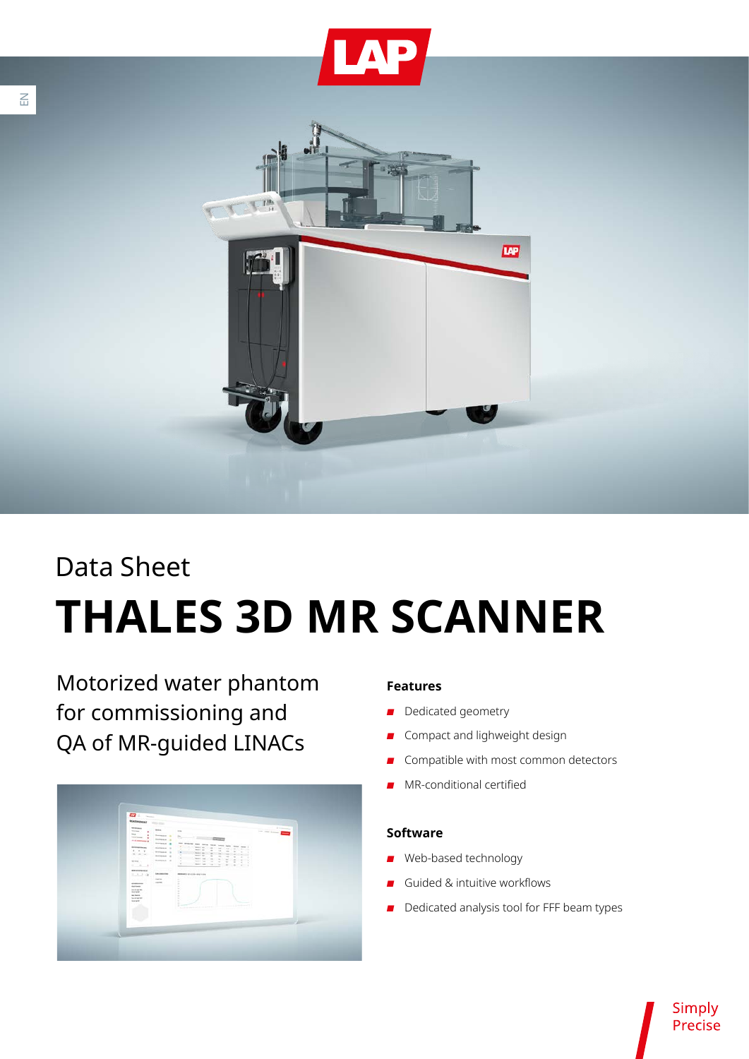Data Sheet

# THALES 3D MR SCANNER

Motorized water phantom for commissioning and QA of MR-guided LINACs

### Features

- Dedicated geometry
- Compact and lighweight design
- Compatible with most common detectors
- MR-conditional certified

### Software

- Web-based technology
- Guided & intuitive workflows
- Dedicated analysis tool for FFF beam types

Simply Precise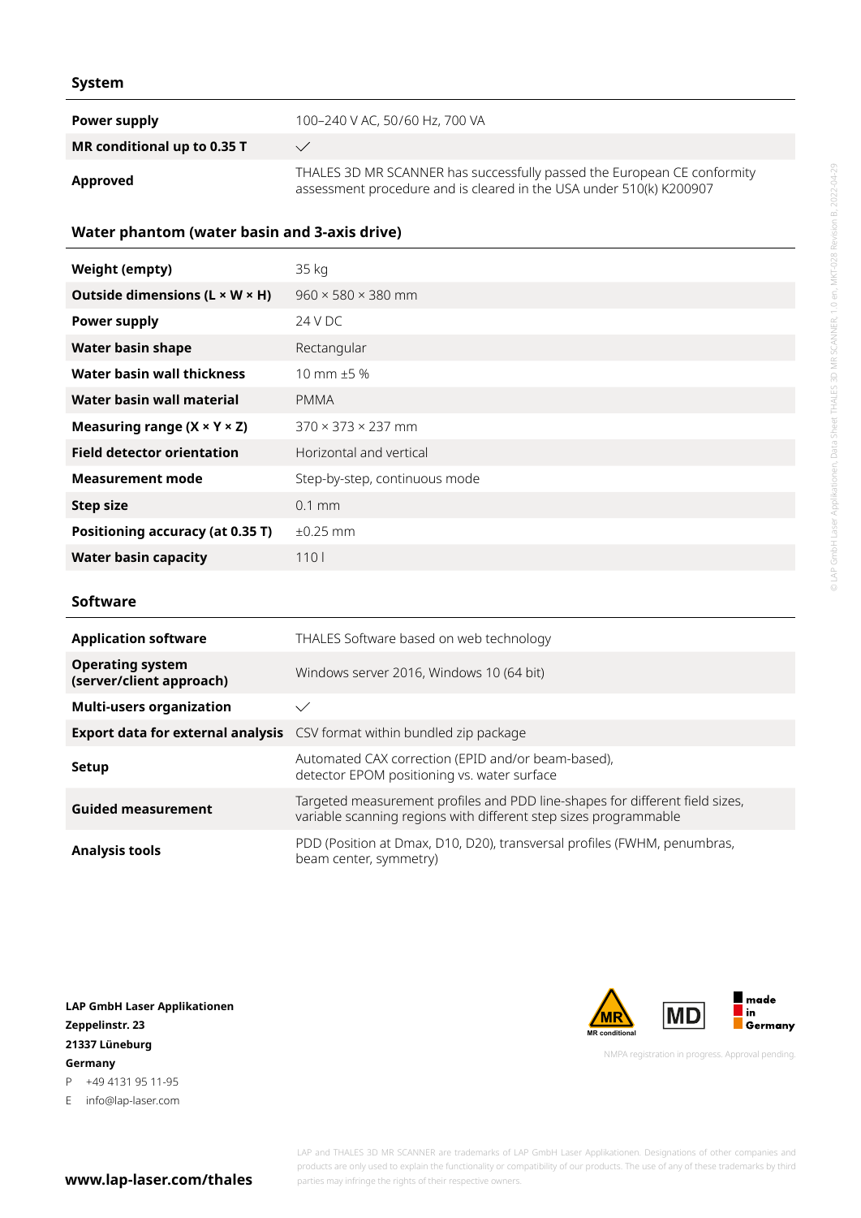## System

| | |
|---|---|
| **Power supply** | 100–240 V AC, 50/60 Hz, 700 VA |
| **MR conditional up to 0.35 T** | ✓ |
| **Approved** | THALES 3D MR SCANNER has successfully passed the European CE conformity assessment procedure and is cleared in the USA under 510(k) K200907 |

## Water phantom (water basin and 3-axis drive)

| | |
|---|---|
| **Weight (empty)** | 35 kg |
| **Outside dimensions (L × W × H)** | 960 × 580 × 380 mm |
| **Power supply** | 24 V DC |
| **Water basin shape** | Rectangular |
| **Water basin wall thickness** | 10 mm ±5 % |
| **Water basin wall material** | PMMA |
| **Measuring range (X × Y × Z)** | 370 × 373 × 237 mm |
| **Field detector orientation** | Horizontal and vertical |
| **Measurement mode** | Step-by-step, continuous mode |
| **Step size** | 0.1 mm |
| **Positioning accuracy (at 0.35 T)** | ±0.25 mm |
| **Water basin capacity** | 110 l |

## Software

| | |
|---|---|
| **Application software** | THALES Software based on web technology |
| **Operating system (server/client approach)** | Windows server 2016, Windows 10 (64 bit) |
| **Multi-users organization** | ✓ |
| **Export data for external analysis** | CSV format within bundled zip package |
| **Setup** | Automated CAX correction (EPID and/or beam-based), detector EPOM positioning vs. water surface |
| **Guided measurement** | Targeted measurement profiles and PDD line-shapes for different field sizes, variable scanning regions with different step sizes programmable |
| **Analysis tools** | PDD (Position at Dmax, D10, D20), transversal profiles (FWHM, penumbras, beam center, symmetry) |

**LAP GmbH Laser Applikationen**
**Zeppelinstr. 23**
**21337 Lüneburg**
**Germany**
P +49 4131 95 11-95
E info@lap-laser.com

MR conditional

made in Germany

NMPA registration in progress. Approval pending.

**www.lap-laser.com/thales**

LAP and THALES 3D MR SCANNER are trademarks of LAP GmbH Laser Applikationen. Designations of other companies and products are only used to explain the functionality or compatibility of our products. The use of any of these trademarks by third parties may infringe the rights of their respective owners.

© LAP GmbH Laser Applikationen, Data Sheet THALES 3D MR SCANNER 1.0 en, MKT-028 Revision B, 2022-04-29